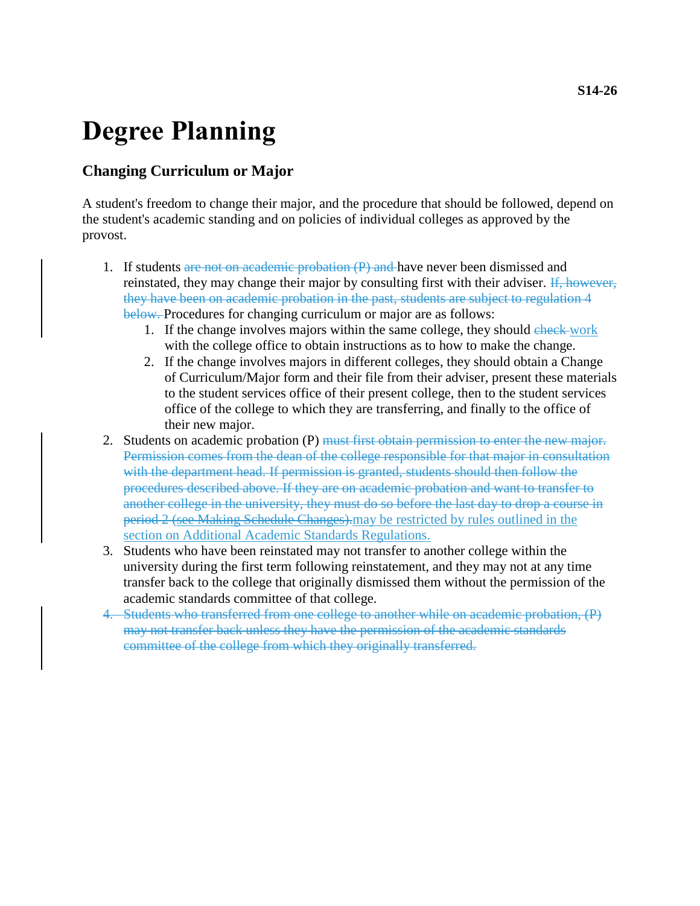S14-26

# Degree Planning

## Changing Curriculum or Major

A student's freedom to change their major, and the procedure that should be followed, depend on the student's academic standing and on policies of individual colleges as approved by the provost.

1. If students ~~are not on academic probation (P) and~~ have never been dismissed and reinstated, they may change their major by consulting first with their adviser. ~~If, however, they have been on academic probation in the past, students are subject to regulation 4 below.~~ Procedures for changing curriculum or major are as follows:
   1. If the change involves majors within the same college, they should ~~check~~ work with the college office to obtain instructions as to how to make the change.
   2. If the change involves majors in different colleges, they should obtain a Change of Curriculum/Major form and their file from their adviser, present these materials to the student services office of their present college, then to the student services office of the college to which they are transferring, and finally to the office of their new major.
2. Students on academic probation (P) ~~must first obtain permission to enter the new major. Permission comes from the dean of the college responsible for that major in consultation with the department head. If permission is granted, students should then follow the procedures described above. If they are on academic probation and want to transfer to another college in the university, they must do so before the last day to drop a course in period 2 (see Making Schedule Changes).~~ may be restricted by rules outlined in the section on Additional Academic Standards Regulations.
3. Students who have been reinstated may not transfer to another college within the university during the first term following reinstatement, and they may not at any time transfer back to the college that originally dismissed them without the permission of the academic standards committee of that college.
4. ~~Students who transferred from one college to another while on academic probation, (P) may not transfer back unless they have the permission of the academic standards committee of the college from which they originally transferred.~~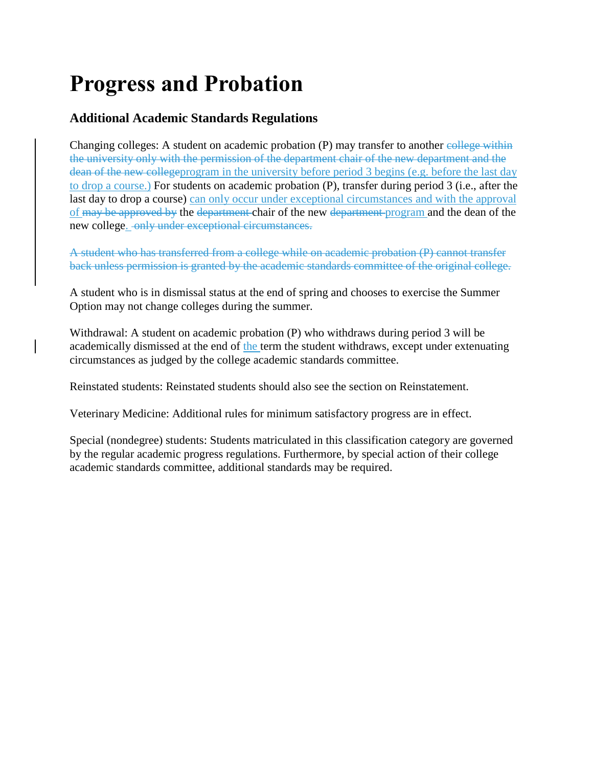# Progress and Probation

### Additional Academic Standards Regulations

Changing colleges: A student on academic probation (P) may transfer to another ~~college within the university only with the permission of the department chair of the new department and the dean of the new college~~program in the university before period 3 begins (e.g. before the last day to drop a course.) For students on academic probation (P), transfer during period 3 (i.e., after the last day to drop a course) can only occur under exceptional circumstances and with the approval of ~~may be approved by~~ the ~~department~~ chair of the new ~~department~~ program and the dean of the new college. ~~only under exceptional circumstances.~~

~~A student who has transferred from a college while on academic probation (P) cannot transfer back unless permission is granted by the academic standards committee of the original college.~~

A student who is in dismissal status at the end of spring and chooses to exercise the Summer Option may not change colleges during the summer.

Withdrawal: A student on academic probation (P) who withdraws during period 3 will be academically dismissed at the end of the term the student withdraws, except under extenuating circumstances as judged by the college academic standards committee.

Reinstated students: Reinstated students should also see the section on Reinstatement.

Veterinary Medicine: Additional rules for minimum satisfactory progress are in effect.

Special (nondegree) students: Students matriculated in this classification category are governed by the regular academic progress regulations. Furthermore, by special action of their college academic standards committee, additional standards may be required.